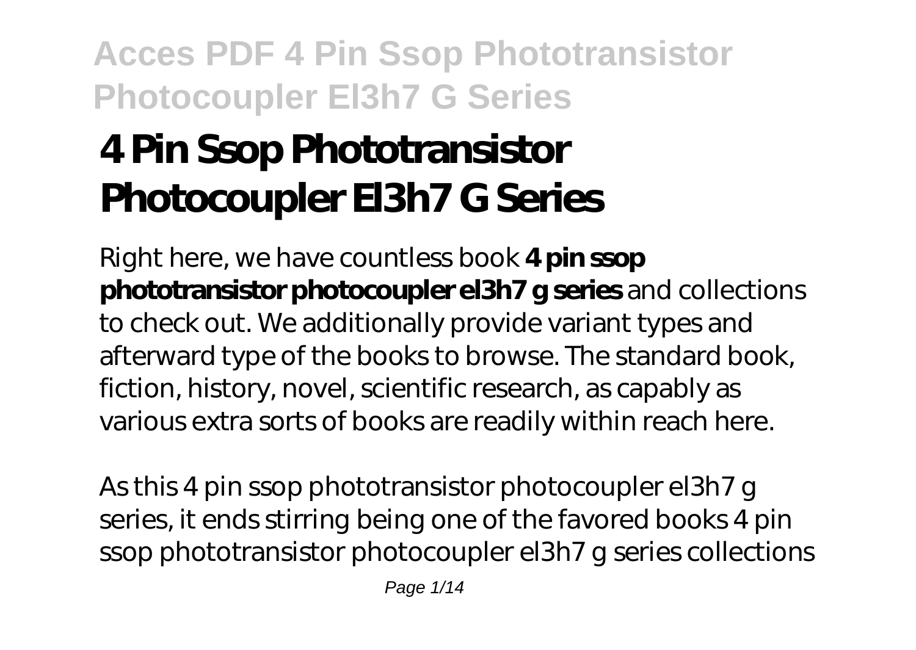# 4 Pin Ssop Phototransistor Photocoupler El3h7 G Series

Right here, we have countless book **4 pin ssop phototransistor photocoupler el3h7 g series** and collections to check out. We additionally provide variant types and afterward type of the books to browse. The standard book, fiction, history, novel, scientific research, as capably as various extra sorts of books are readily within reach here.

As this 4 pin ssop phototransistor photocoupler el3h7 g series, it ends stirring being one of the favored books 4 pin ssop phototransistor photocoupler el3h7 g series collections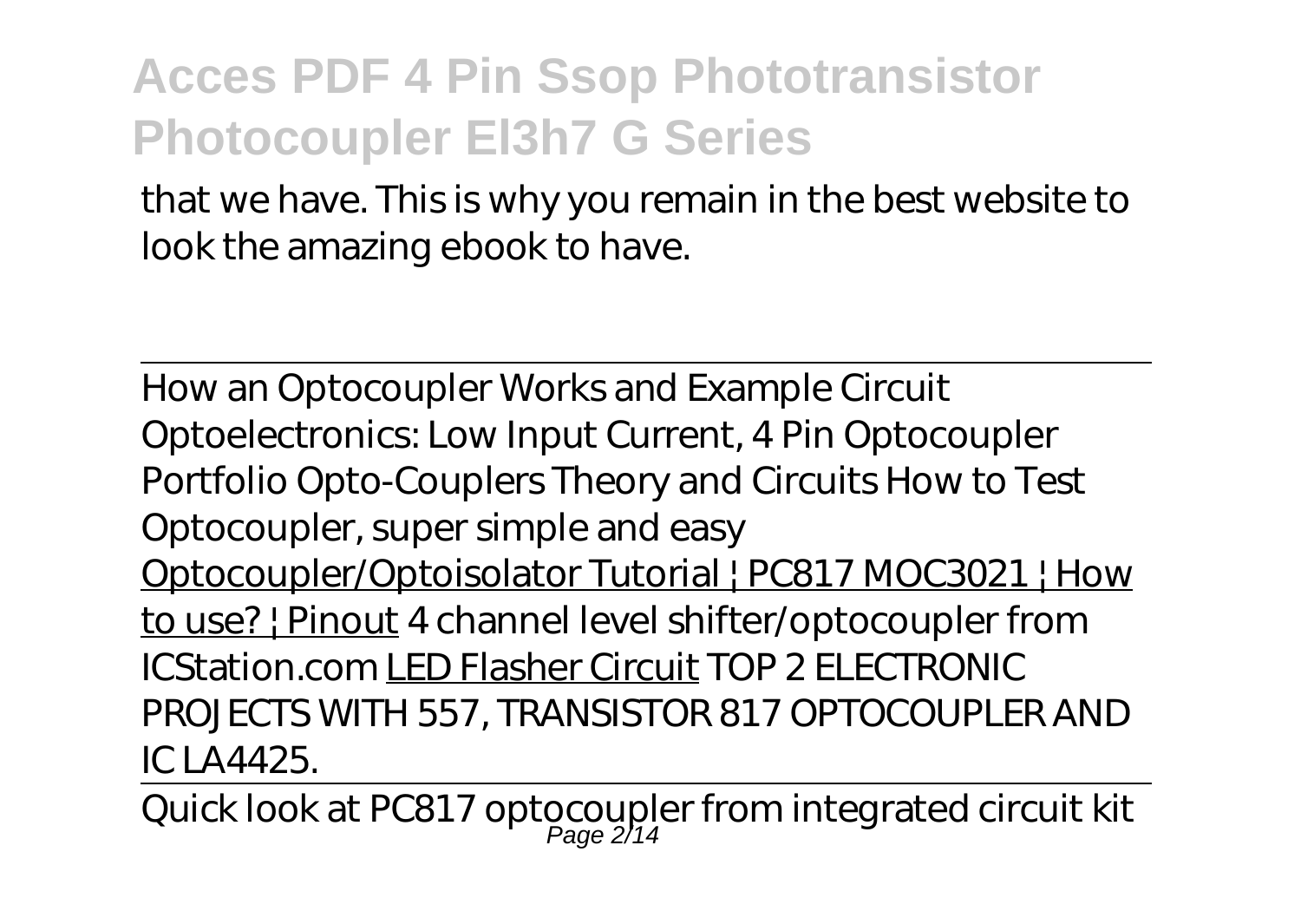that we have. This is why you remain in the best website to look the amazing ebook to have.

How an Optocoupler Works and Example Circuit *Optoelectronics: Low Input Current, 4 Pin Optocoupler Portfolio* *Opto-Couplers Theory and Circuits* *How to Test Optocoupler, super simple and easy* Optocoupler/Optoisolator Tutorial | PC817 MOC3021 | How to use? | Pinout *4 channel level shifter/optocoupler from ICStation.com* LED Flasher Circuit *TOP 2 ELECTRONIC PROJECTS WITH 557, TRANSISTOR 817 OPTOCOUPLER AND IC LA4425.*

Quick look at PC817 optocoupler from integrated circuit kit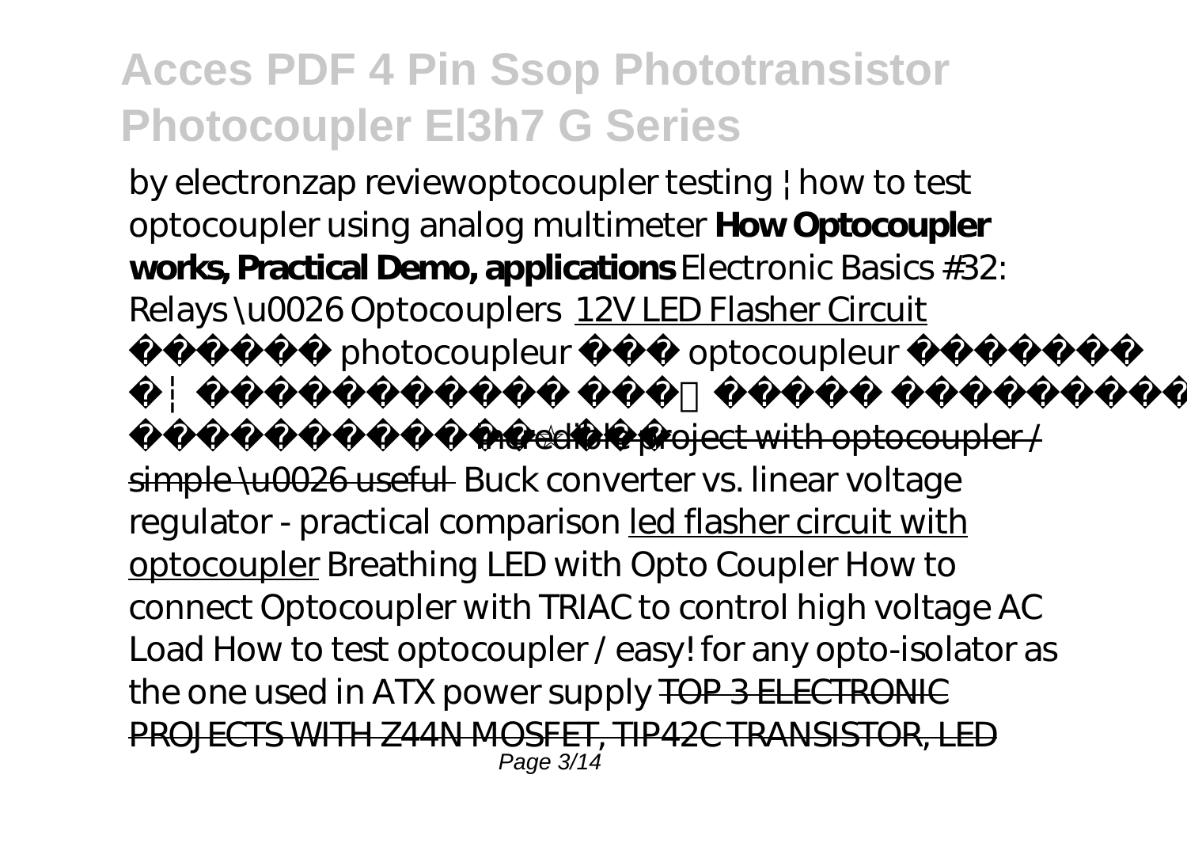*by electronzap review* *optocoupler testing | how to test optocoupler using analog multimeter* **How Optocoupler works, Practical Demo, applications** *Electronic Basics #32: Relays \u0026 Optocouplers* 12V LED Flasher Circuit *photocoupleur optocoupleur* ~~Incredible project with optocoupler / simple \u0026 useful~~ *Buck converter vs. linear voltage regulator - practical comparison* led flasher circuit with optocoupler *Breathing LED with Opto Coupler* *How to connect Optocoupler with TRIAC to control high voltage AC Load* *How to test optocoupler / easy! for any opto-isolator as the one used in ATX power supply* ~~TOP 3 ELECTRONIC PROJECTS WITH Z44N MOSFET, TIP42C TRANSISTOR, LED~~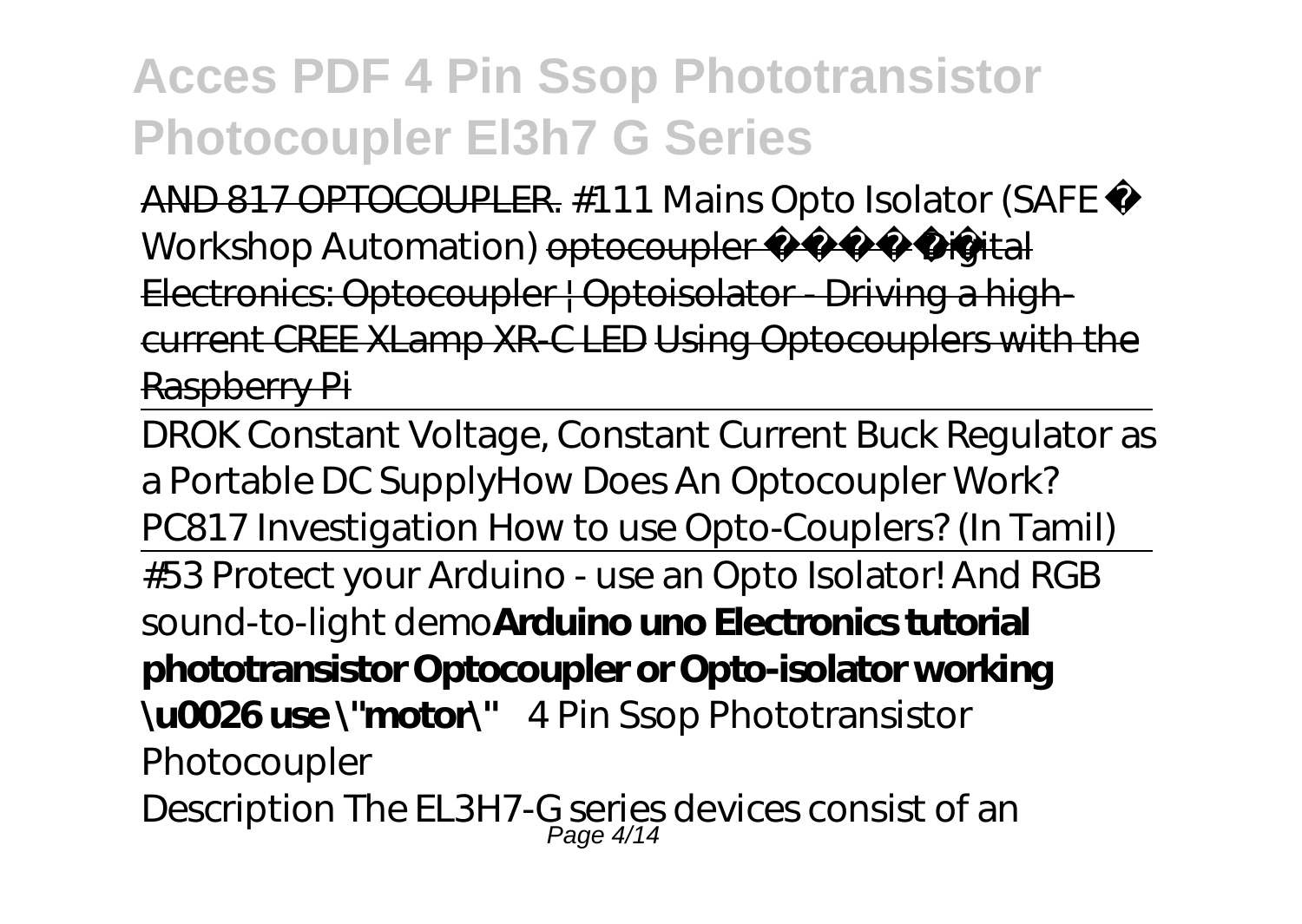AND 817 OPTOCOUPLER. *#111 Mains Opto Isolator (SAFE ✅ Workshop Automation)* optocoupler ~~~~ Digital Electronics: Optocoupler | Optoisolator - Driving a high-current CREE XLamp XR-C LED Using Optocouplers with the Raspberry Pi

DROK Constant Voltage, Constant Current Buck Regulator as a Portable DC Supply*How Does An Optocoupler Work? PC817 Investigation How to use Opto-Couplers? (In Tamil)*

#53 Protect your Arduino - use an Opto Isolator! And RGB sound-to-light demo**Arduino uno Electronics tutorial phototransistor Optocoupler or Opto-isolator working \u0026 use \"motor\"** *4 Pin Ssop Phototransistor Photocoupler*

Description The EL3H7-G series devices consist of an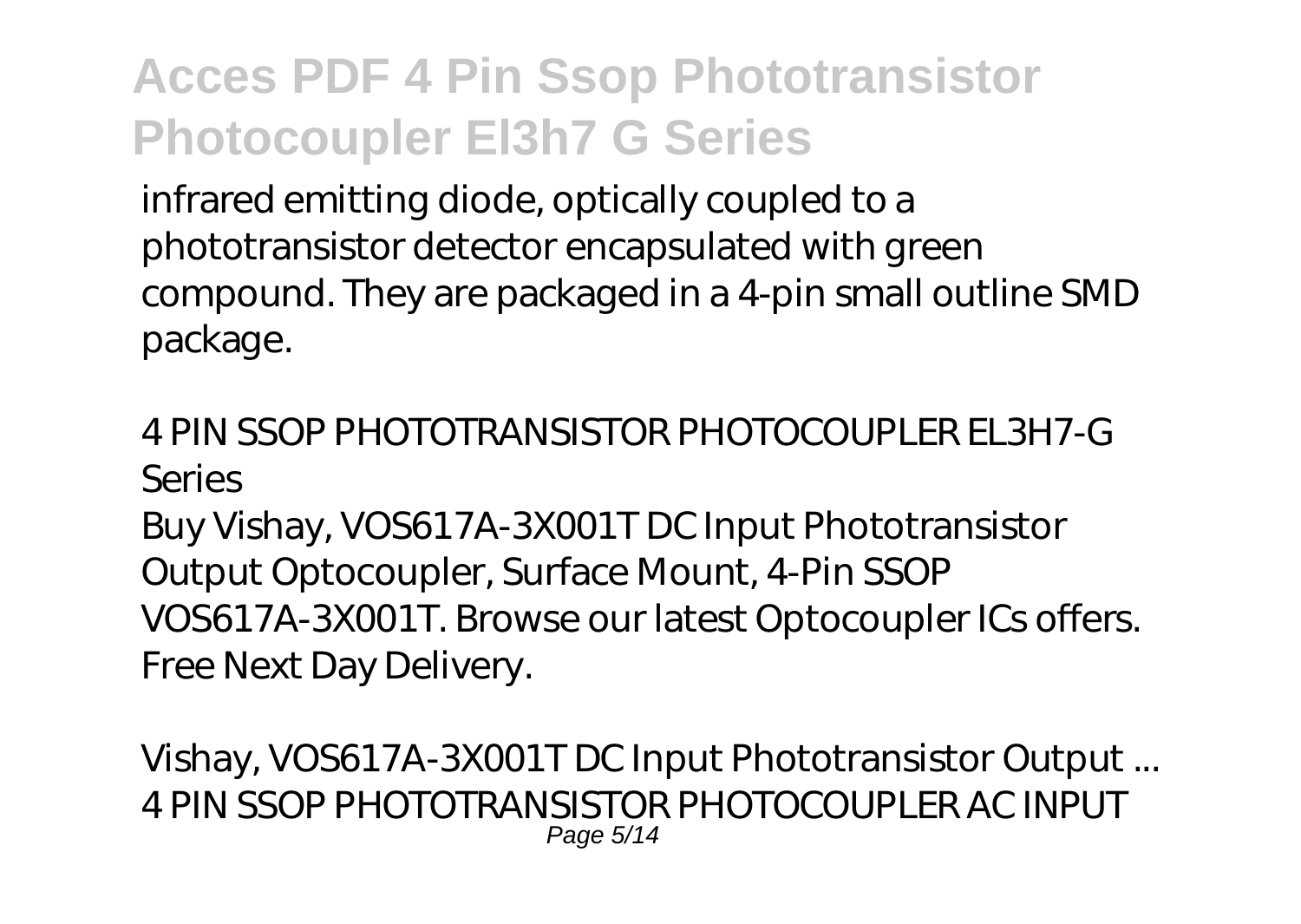infrared emitting diode, optically coupled to a phototransistor detector encapsulated with green compound. They are packaged in a 4-pin small outline SMD package.

*4 PIN SSOP PHOTOTRANSISTOR PHOTOCOUPLER EL3H7-G Series*

Buy Vishay, VOS617A-3X001T DC Input Phototransistor Output Optocoupler, Surface Mount, 4-Pin SSOP VOS617A-3X001T. Browse our latest Optocoupler ICs offers. Free Next Day Delivery.

*Vishay, VOS617A-3X001T DC Input Phototransistor Output ...*

4 PIN SSOP PHOTOTRANSISTOR PHOTOCOUPLER AC INPUT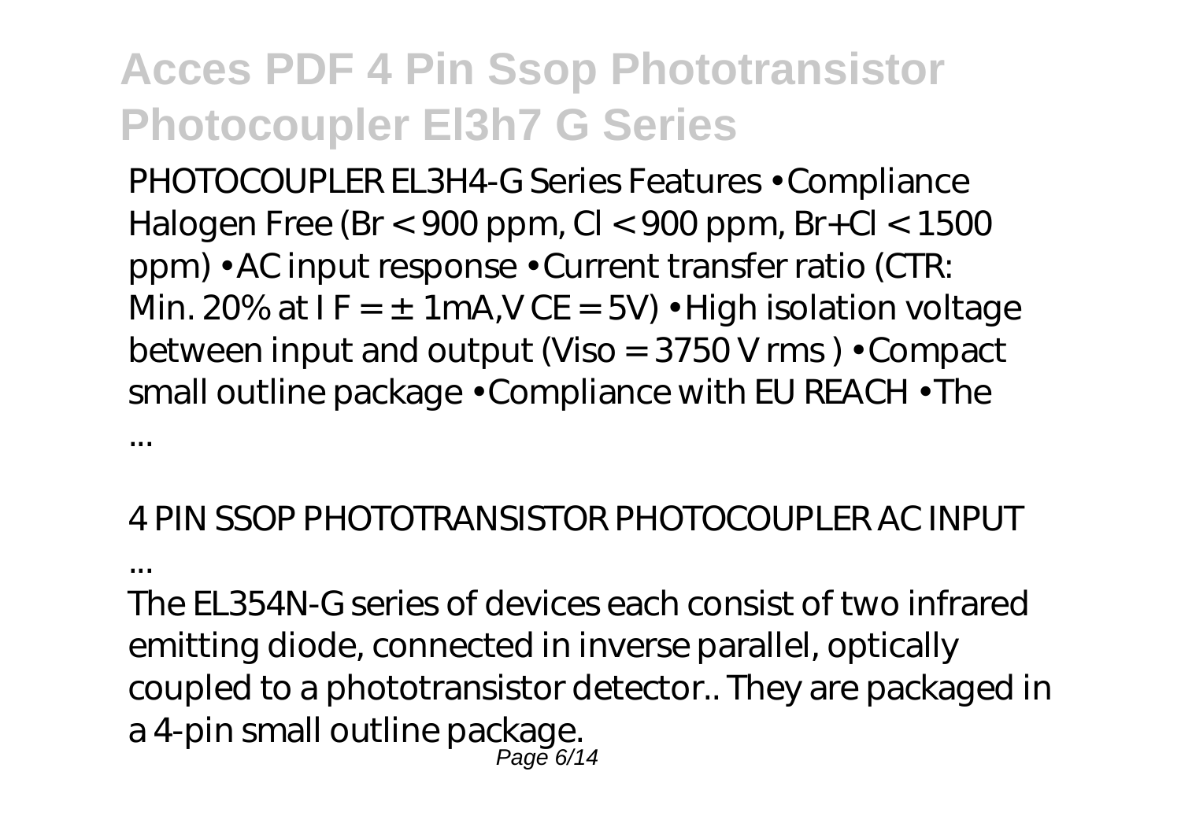PHOTOCOUPLER EL3H4-G Series Features • Compliance Halogen Free (Br < 900 ppm, Cl < 900 ppm, Br+Cl < 1500 ppm) • AC input response • Current transfer ratio (CTR: Min. 20% at $I_F = \pm 1mA, V_{CE} = 5V$) • High isolation voltage between input and output (Viso = 3750 V rms ) • Compact small outline package • Compliance with EU REACH • The ...

*4 PIN SSOP PHOTOTRANSISTOR PHOTOCOUPLER AC INPUT ...*

The EL354N-G series of devices each consist of two infrared emitting diode, connected in inverse parallel, optically coupled to a phototransistor detector.. They are packaged in a 4-pin small outline package.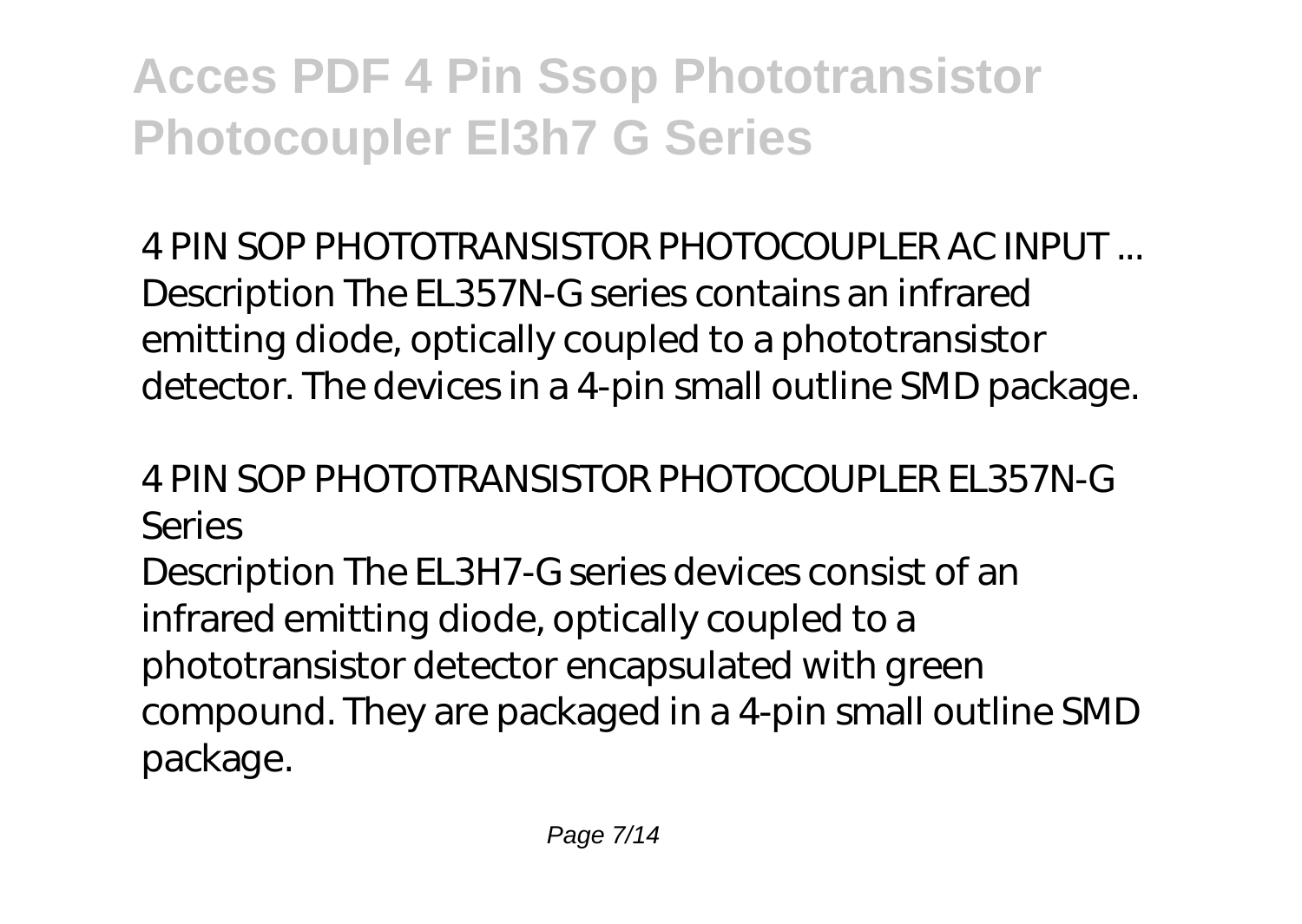*4 PIN SOP PHOTOTRANSISTOR PHOTOCOUPLER AC INPUT ...*

Description The EL357N-G series contains an infrared emitting diode, optically coupled to a phototransistor detector. The devices in a 4-pin small outline SMD package.

*4 PIN SOP PHOTOTRANSISTOR PHOTOCOUPLER EL357N-G Series*

Description The EL3H7-G series devices consist of an infrared emitting diode, optically coupled to a phototransistor detector encapsulated with green compound. They are packaged in a 4-pin small outline SMD package.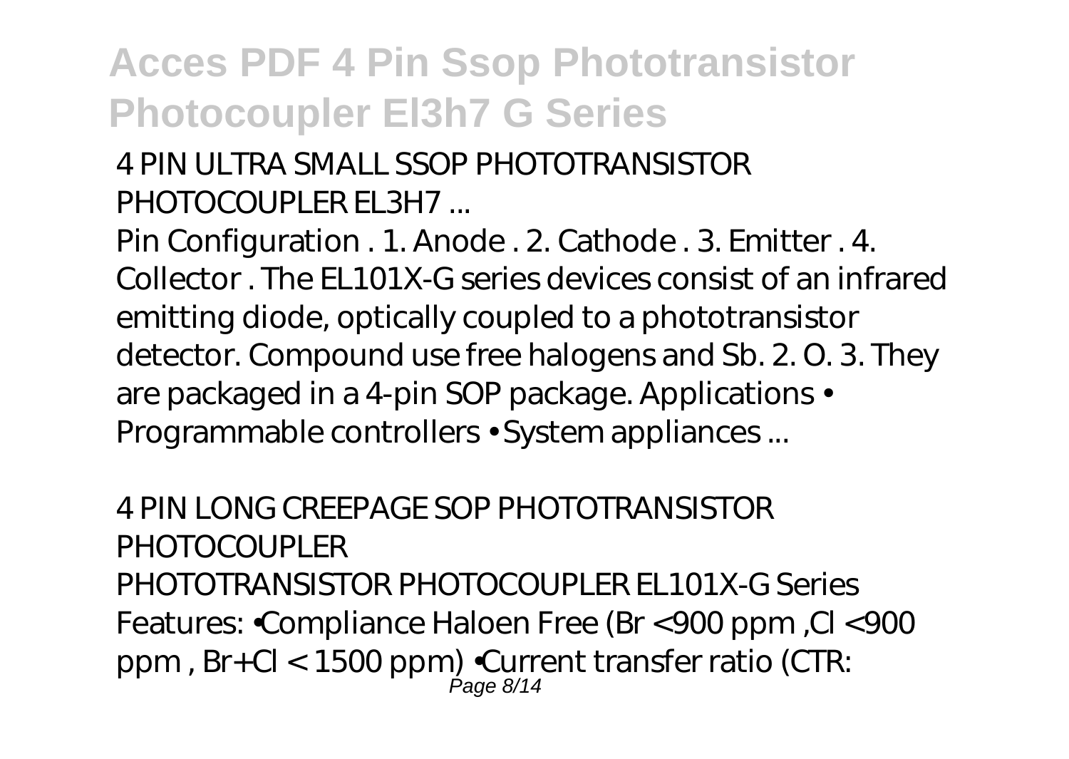## 4 PIN ULTRA SMALL SSOP PHOTOTRANSISTOR PHOTOCOUPLER EL3H7 ...

Pin Configuration . 1. Anode . 2. Cathode . 3. Emitter . 4. Collector . The EL101X-G series devices consist of an infrared emitting diode, optically coupled to a phototransistor detector. Compound use free halogens and Sb. 2. O. 3. They are packaged in a 4-pin SOP package. Applications • Programmable controllers • System appliances ...

## 4 PIN LONG CREEPAGE SOP PHOTOTRANSISTOR PHOTOCOUPLER

PHOTOTRANSISTOR PHOTOCOUPLER EL101X-G Series Features: •Compliance Haloen Free (Br <900 ppm ,Cl <900 ppm , Br+Cl < 1500 ppm) •Current transfer ratio (CTR: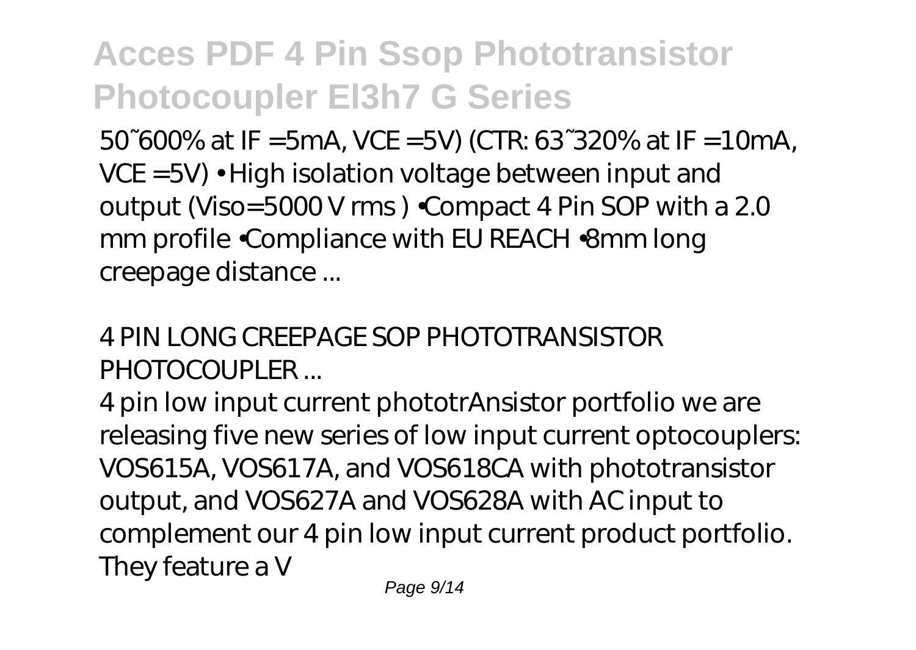50~600% at IF =5mA, VCE =5V) (CTR: 63~320% at IF =10mA, VCE =5V) • High isolation voltage between input and output (Viso=5000 V rms ) •Compact 4 Pin SOP with a 2.0 mm profile •Compliance with EU REACH •8mm long creepage distance ...

*4 PIN LONG CREEPAGE SOP PHOTOTRANSISTOR PHOTOCOUPLER ...*

4 pin low input current phototrAnsistor portfolio we are releasing five new series of low input current optocouplers: VOS615A, VOS617A, and VOS618CA with phototransistor output, and VOS627A and VOS628A with AC input to complement our 4 pin low input current product portfolio. They feature a V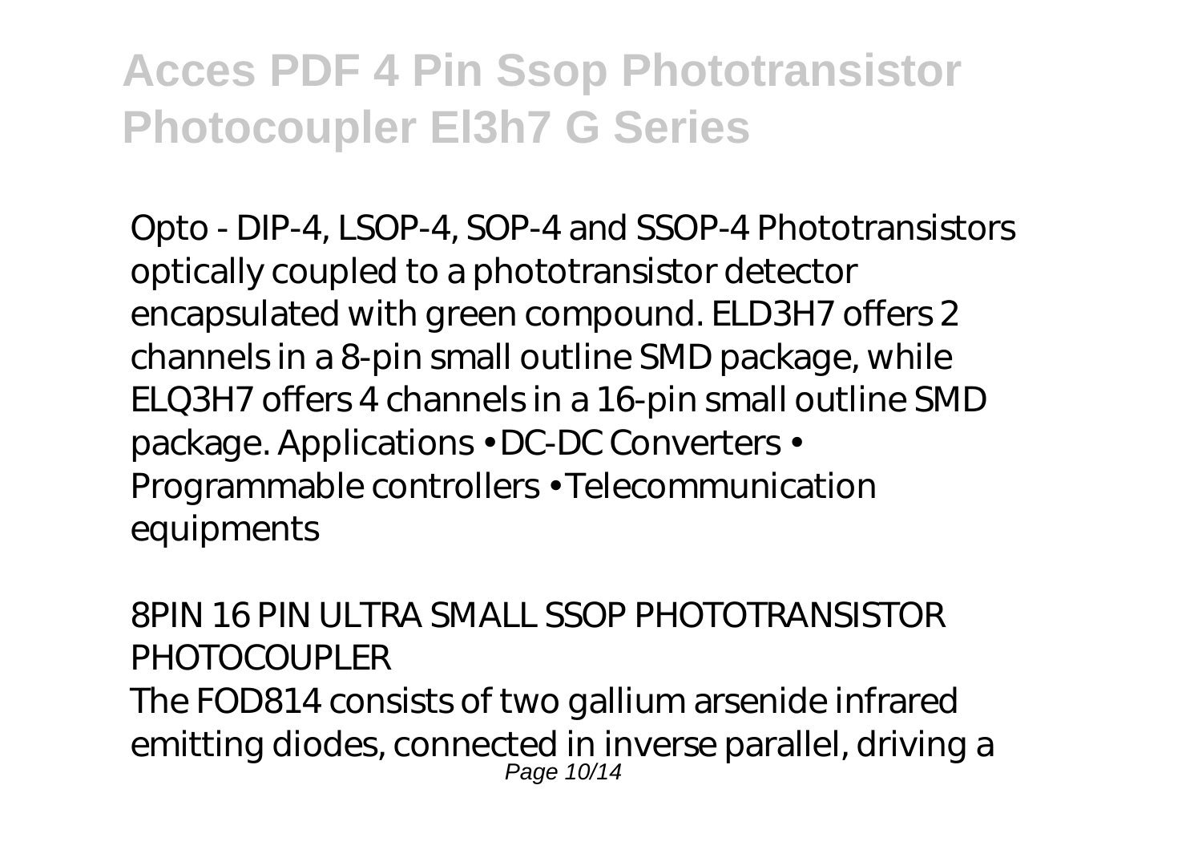Opto - DIP-4, LSOP-4, SOP-4 and SSOP-4 Phototransistors optically coupled to a phototransistor detector encapsulated with green compound. ELD3H7 offers 2 channels in a 8-pin small outline SMD package, while ELQ3H7 offers 4 channels in a 16-pin small outline SMD package. Applications • DC-DC Converters • Programmable controllers • Telecommunication equipments

*8PIN 16 PIN ULTRA SMALL SSOP PHOTOTRANSISTOR PHOTOCOUPLER*

The FOD814 consists of two gallium arsenide infrared emitting diodes, connected in inverse parallel, driving a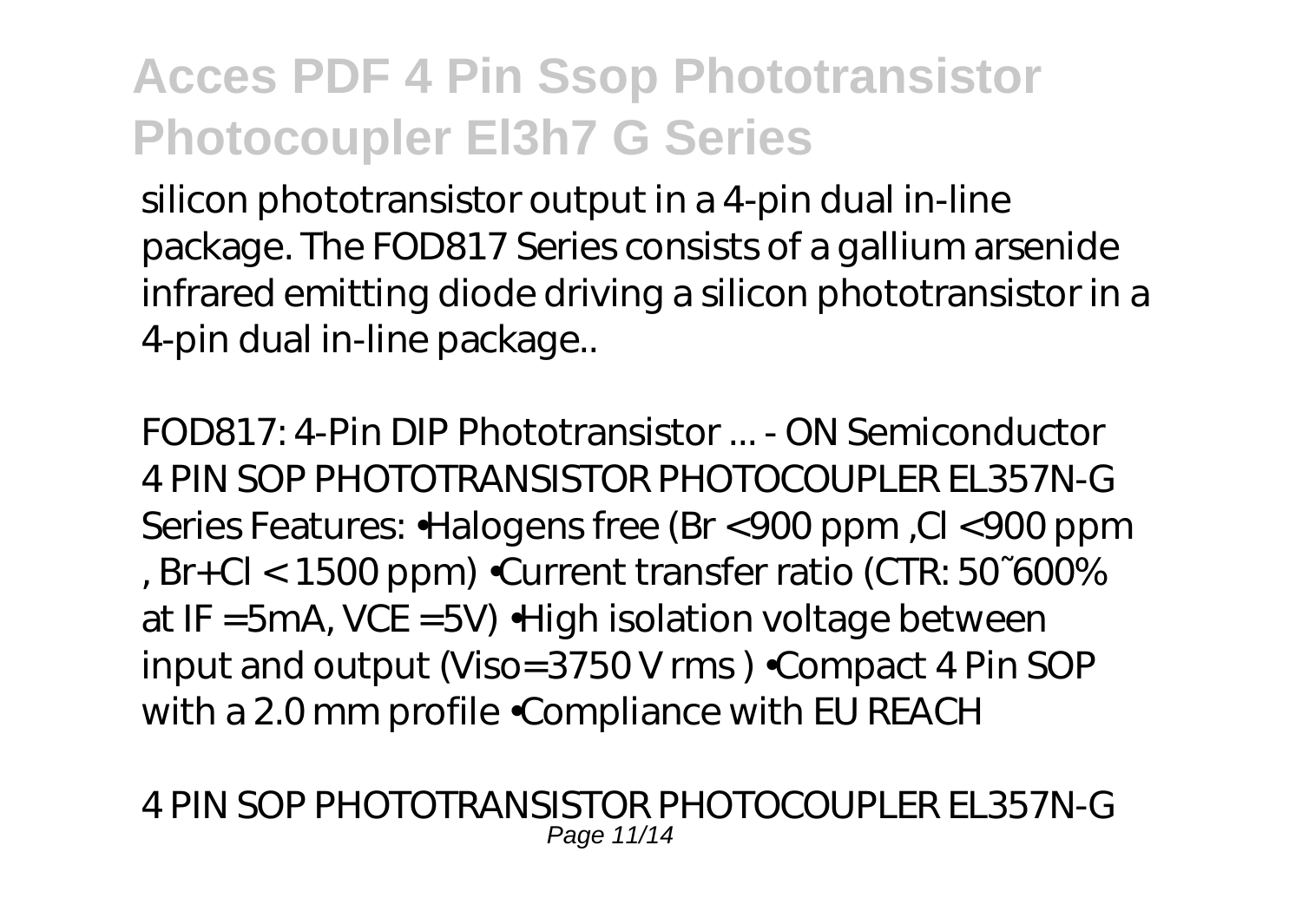silicon phototransistor output in a 4-pin dual in-line package. The FOD817 Series consists of a gallium arsenide infrared emitting diode driving a silicon phototransistor in a 4-pin dual in-line package..

*FOD817: 4-Pin DIP Phototransistor ... - ON Semiconductor*

4 PIN SOP PHOTOTRANSISTOR PHOTOCOUPLER EL357N-G Series Features: •Halogens free (Br <900 ppm ,Cl <900 ppm , Br+Cl < 1500 ppm) •Current transfer ratio (CTR: 50~600% at IF =5mA, VCE =5V) •High isolation voltage between input and output (Viso=3750 V rms ) •Compact 4 Pin SOP with a 2.0 mm profile •Compliance with EU REACH

*4 PIN SOP PHOTOTRANSISTOR PHOTOCOUPLER EL357N-G*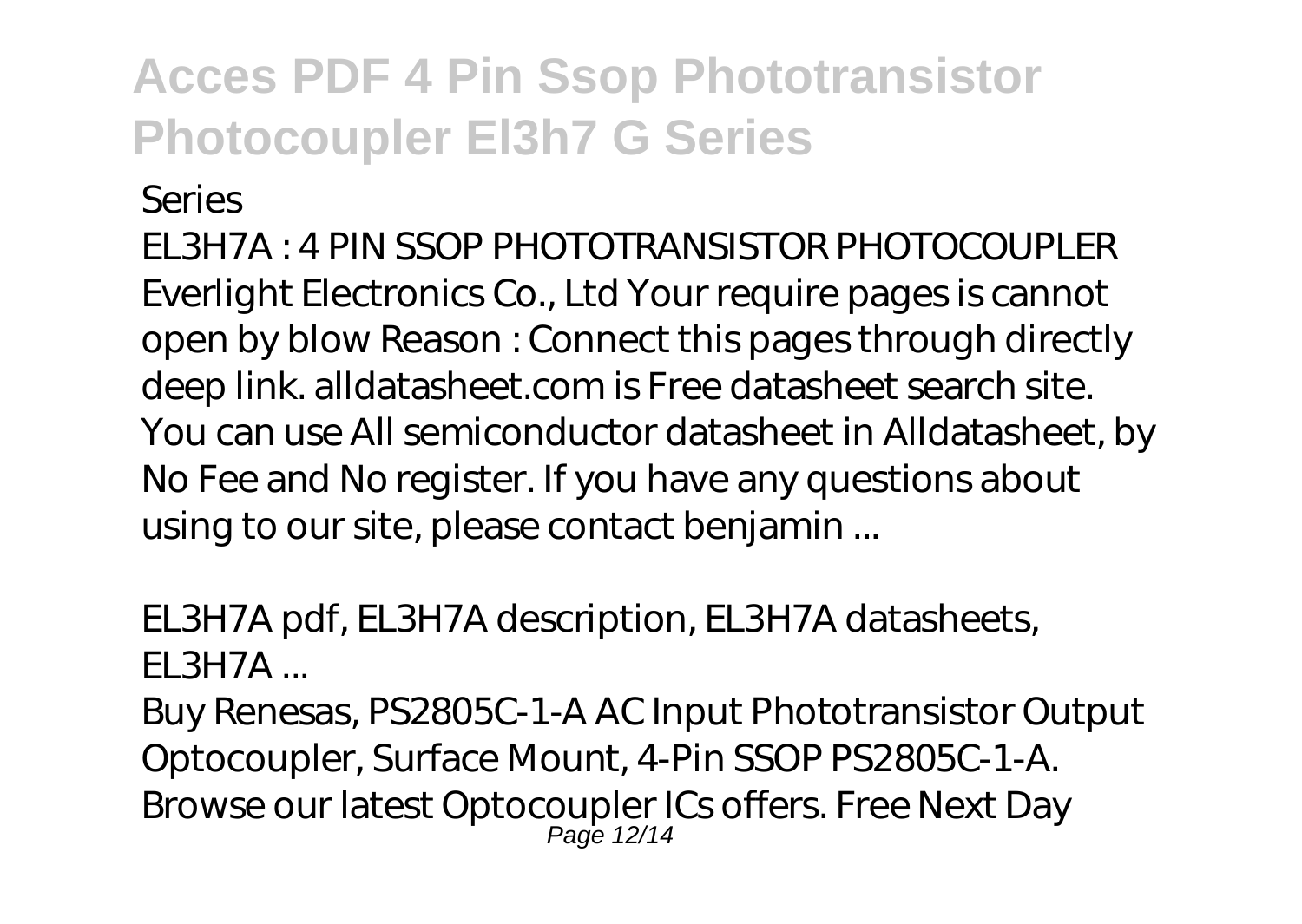Series

EL3H7A : 4 PIN SSOP PHOTOTRANSISTOR PHOTOCOUPLER Everlight Electronics Co., Ltd Your require pages is cannot open by blow Reason : Connect this pages through directly deep link. alldatasheet.com is Free datasheet search site. You can use All semiconductor datasheet in Alldatasheet, by No Fee and No register. If you have any questions about using to our site, please contact benjamin ...

*EL3H7A pdf, EL3H7A description, EL3H7A datasheets, EL3H7A ...*

Buy Renesas, PS2805C-1-A AC Input Phototransistor Output Optocoupler, Surface Mount, 4-Pin SSOP PS2805C-1-A. Browse our latest Optocoupler ICs offers. Free Next Day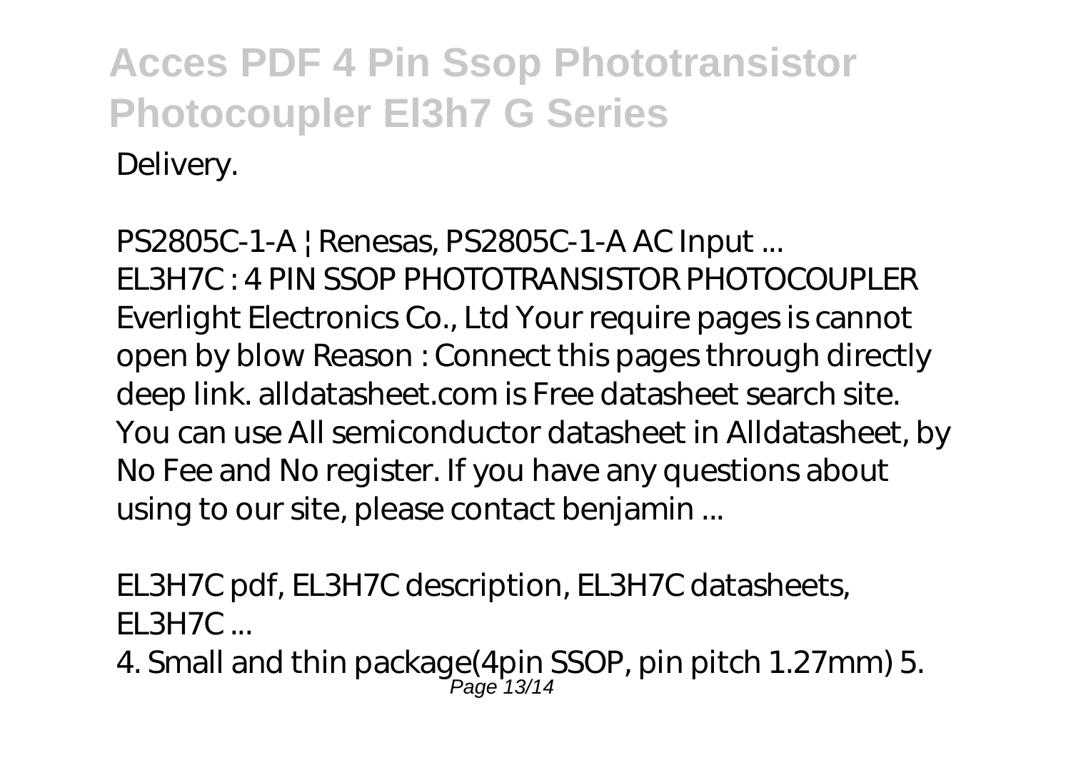Delivery.

*PS2805C-1-A | Renesas, PS2805C-1-A AC Input ...*

EL3H7C : 4 PIN SSOP PHOTOTRANSISTOR PHOTOCOUPLER Everlight Electronics Co., Ltd Your require pages is cannot open by blow Reason : Connect this pages through directly deep link. alldatasheet.com is Free datasheet search site. You can use All semiconductor datasheet in Alldatasheet, by No Fee and No register. If you have any questions about using to our site, please contact benjamin ...

*EL3H7C pdf, EL3H7C description, EL3H7C datasheets, EL3H7C ...*

4. Small and thin package(4pin SSOP, pin pitch 1.27mm) 5.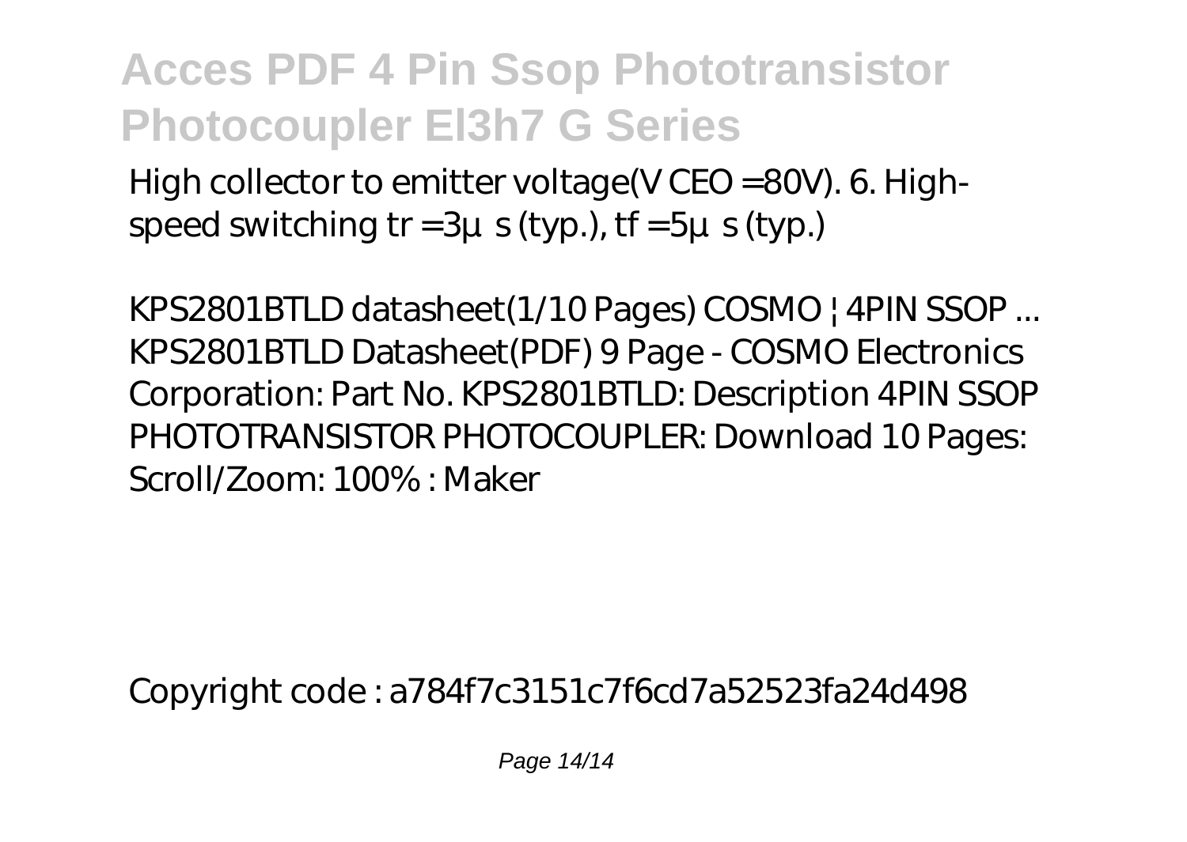High collector to emitter voltage(V CEO =80V). 6. High-speed switching tr =3µ s (typ.), tf =5µ s (typ.)

*KPS2801BTLD datasheet(1/10 Pages) COSMO | 4PIN SSOP ...*

KPS2801BTLD Datasheet(PDF) 9 Page - COSMO Electronics Corporation: Part No. KPS2801BTLD: Description 4PIN SSOP PHOTOTRANSISTOR PHOTOCOUPLER: Download 10 Pages: Scroll/Zoom: 100% : Maker

Copyright code : a784f7c3151c7f6cd7a52523fa24d498